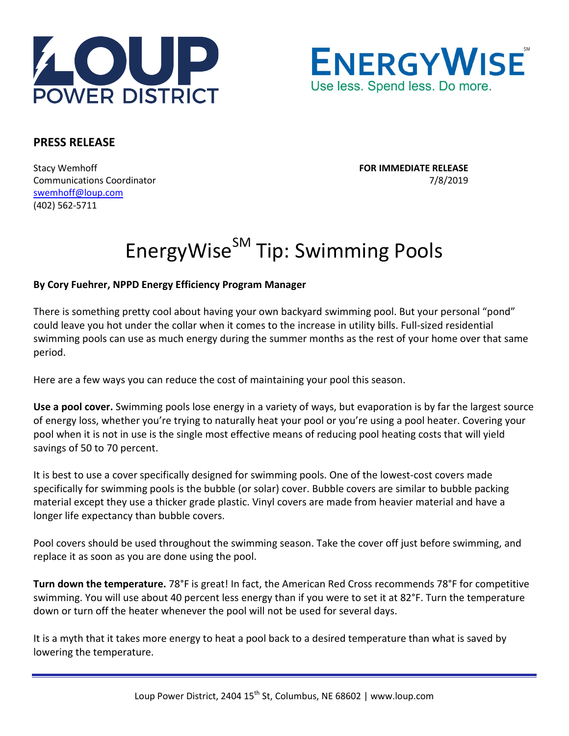LOUP POWER DISTRICT

ENERGYWISE[SM]
Use less. Spend less. Do more.

**PRESS RELEASE**

Stacy Wemhoff
Communications Coordinator
swemhoff@loup.com
(402) 562-5711

**FOR IMMEDIATE RELEASE**
7/8/2019

# EnergyWise[SM] Tip: Swimming Pools

**By Cory Fuehrer, NPPD Energy Efficiency Program Manager**

There is something pretty cool about having your own backyard swimming pool. But your personal "pond" could leave you hot under the collar when it comes to the increase in utility bills. Full-sized residential swimming pools can use as much energy during the summer months as the rest of your home over that same period.

Here are a few ways you can reduce the cost of maintaining your pool this season.

**Use a pool cover.** Swimming pools lose energy in a variety of ways, but evaporation is by far the largest source of energy loss, whether you're trying to naturally heat your pool or you're using a pool heater. Covering your pool when it is not in use is the single most effective means of reducing pool heating costs that will yield savings of 50 to 70 percent.

It is best to use a cover specifically designed for swimming pools. One of the lowest-cost covers made specifically for swimming pools is the bubble (or solar) cover. Bubble covers are similar to bubble packing material except they use a thicker grade plastic. Vinyl covers are made from heavier material and have a longer life expectancy than bubble covers.

Pool covers should be used throughout the swimming season. Take the cover off just before swimming, and replace it as soon as you are done using the pool.

**Turn down the temperature.** 78°F is great! In fact, the American Red Cross recommends 78°F for competitive swimming. You will use about 40 percent less energy than if you were to set it at 82°F. Turn the temperature down or turn off the heater whenever the pool will not be used for several days.

It is a myth that it takes more energy to heat a pool back to a desired temperature than what is saved by lowering the temperature.

Loup Power District, 2404 15th St, Columbus, NE 68602 | www.loup.com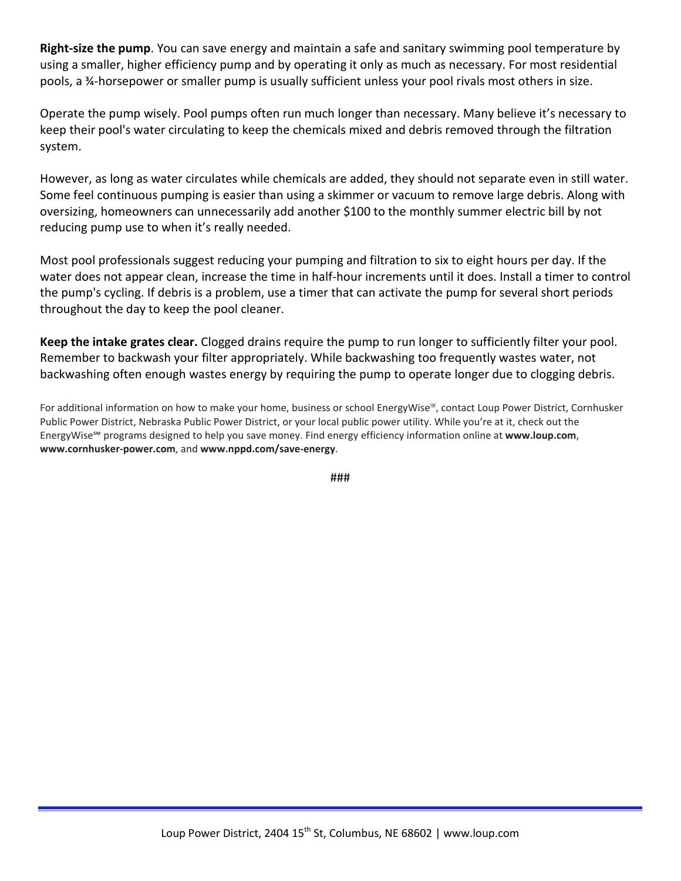**Right-size the pump**. You can save energy and maintain a safe and sanitary swimming pool temperature by using a smaller, higher efficiency pump and by operating it only as much as necessary. For most residential pools, a ¾-horsepower or smaller pump is usually sufficient unless your pool rivals most others in size.

Operate the pump wisely. Pool pumps often run much longer than necessary. Many believe it's necessary to keep their pool's water circulating to keep the chemicals mixed and debris removed through the filtration system.

However, as long as water circulates while chemicals are added, they should not separate even in still water. Some feel continuous pumping is easier than using a skimmer or vacuum to remove large debris. Along with oversizing, homeowners can unnecessarily add another $100 to the monthly summer electric bill by not reducing pump use to when it's really needed.

Most pool professionals suggest reducing your pumping and filtration to six to eight hours per day. If the water does not appear clean, increase the time in half-hour increments until it does. Install a timer to control the pump's cycling. If debris is a problem, use a timer that can activate the pump for several short periods throughout the day to keep the pool cleaner.

**Keep the intake grates clear.** Clogged drains require the pump to run longer to sufficiently filter your pool. Remember to backwash your filter appropriately. While backwashing too frequently wastes water, not backwashing often enough wastes energy by requiring the pump to operate longer due to clogging debris.

For additional information on how to make your home, business or school EnergyWise℠, contact Loup Power District, Cornhusker Public Power District, Nebraska Public Power District, or your local public power utility. While you're at it, check out the EnergyWise℠ programs designed to help you save money. Find energy efficiency information online at **www.loup.com**, **www.cornhusker-power.com**, and **www.nppd.com/save-energy**.

###

Loup Power District, 2404 15th St, Columbus, NE 68602 | www.loup.com